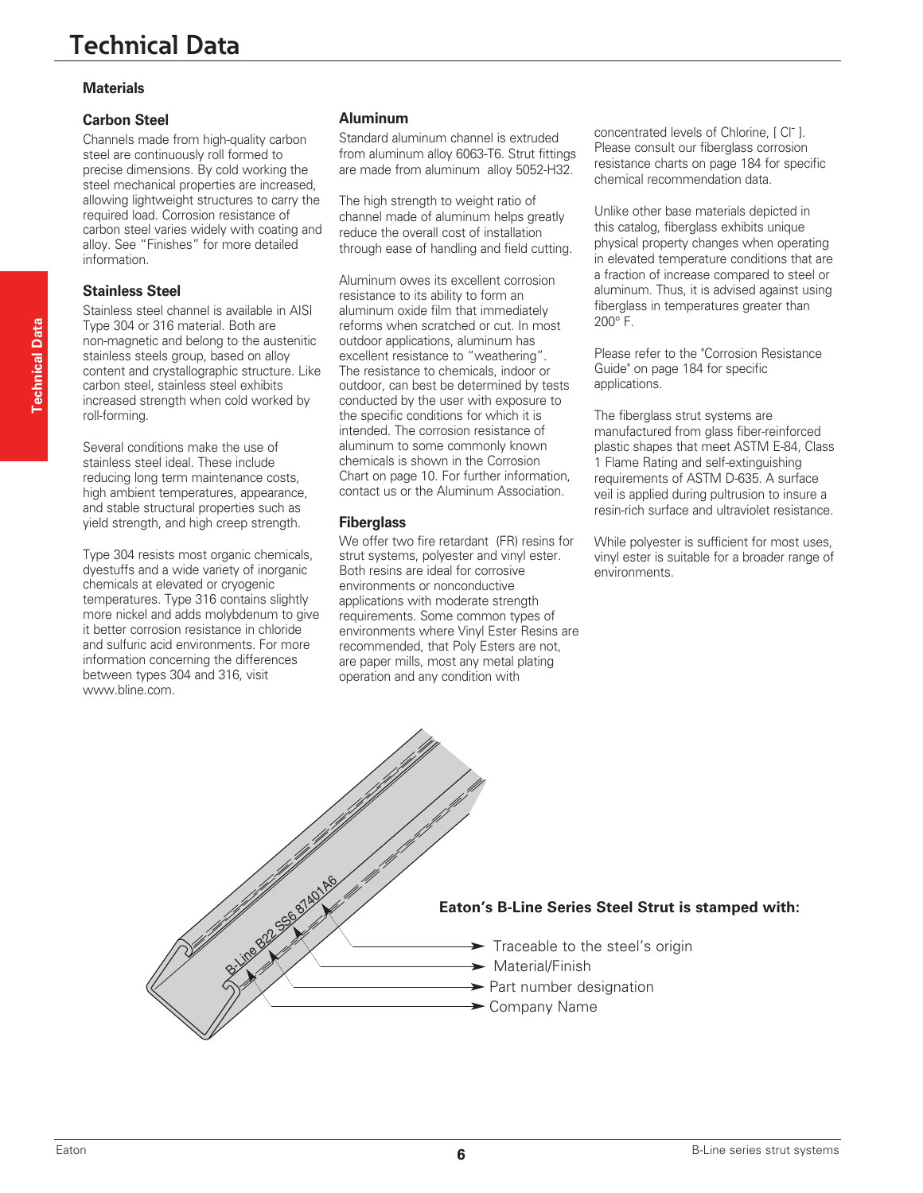# Technical Data

## Materials

### Carbon Steel

Channels made from high-quality carbon steel are continuously roll formed to precise dimensions. By cold working the steel mechanical properties are increased, allowing lightweight structures to carry the required load. Corrosion resistance of carbon steel varies widely with coating and alloy. See "Finishes" for more detailed information.

### Stainless Steel

Stainless steel channel is available in AISI Type 304 or 316 material. Both are non-magnetic and belong to the austenitic stainless steels group, based on alloy content and crystallographic structure. Like carbon steel, stainless steel exhibits increased strength when cold worked by roll-forming.

Several conditions make the use of stainless steel ideal. These include reducing long term maintenance costs, high ambient temperatures, appearance, and stable structural properties such as yield strength, and high creep strength.

Type 304 resists most organic chemicals, dyestuffs and a wide variety of inorganic chemicals at elevated or cryogenic temperatures. Type 316 contains slightly more nickel and adds molybdenum to give it better corrosion resistance in chloride and sulfuric acid environments. For more information concerning the differences between types 304 and 316, visit www.bline.com.

### Aluminum

Standard aluminum channel is extruded from aluminum alloy 6063-T6. Strut fittings are made from aluminum alloy 5052-H32.

The high strength to weight ratio of channel made of aluminum helps greatly reduce the overall cost of installation through ease of handling and field cutting.

Aluminum owes its excellent corrosion resistance to its ability to form an aluminum oxide film that immediately reforms when scratched or cut. In most outdoor applications, aluminum has excellent resistance to "weathering". The resistance to chemicals, indoor or outdoor, can best be determined by tests conducted by the user with exposure to the specific conditions for which it is intended. The corrosion resistance of aluminum to some commonly known chemicals is shown in the Corrosion Chart on page 10. For further information, contact us or the Aluminum Association.

### Fiberglass

We offer two fire retardant (FR) resins for strut systems, polyester and vinyl ester. Both resins are ideal for corrosive environments or nonconductive applications with moderate strength requirements. Some common types of environments where Vinyl Ester Resins are recommended, that Poly Esters are not, are paper mills, most any metal plating operation and any condition with concentrated levels of Chlorine, [ $Cl^-$ ]. Please consult our fiberglass corrosion resistance charts on page 184 for specific chemical recommendation data.

Unlike other base materials depicted in this catalog, fiberglass exhibits unique physical property changes when operating in elevated temperature conditions that are a fraction of increase compared to steel or aluminum. Thus, it is advised against using fiberglass in temperatures greater than 200° F.

Please refer to the "Corrosion Resistance Guide" on page 184 for specific applications.

The fiberglass strut systems are manufactured from glass fiber-reinforced plastic shapes that meet ASTM E-84, Class 1 Flame Rating and self-extinguishing requirements of ASTM D-635. A surface veil is applied during pultrusion to insure a resin-rich surface and ultraviolet resistance.

While polyester is sufficient for most uses, vinyl ester is suitable for a broader range of environments.

**Eaton's B-Line Series Steel Strut is stamped with:**

B-Line B22 SS6 87401A6

- Traceable to the steel's origin
- Material/Finish
- Part number designation
- Company Name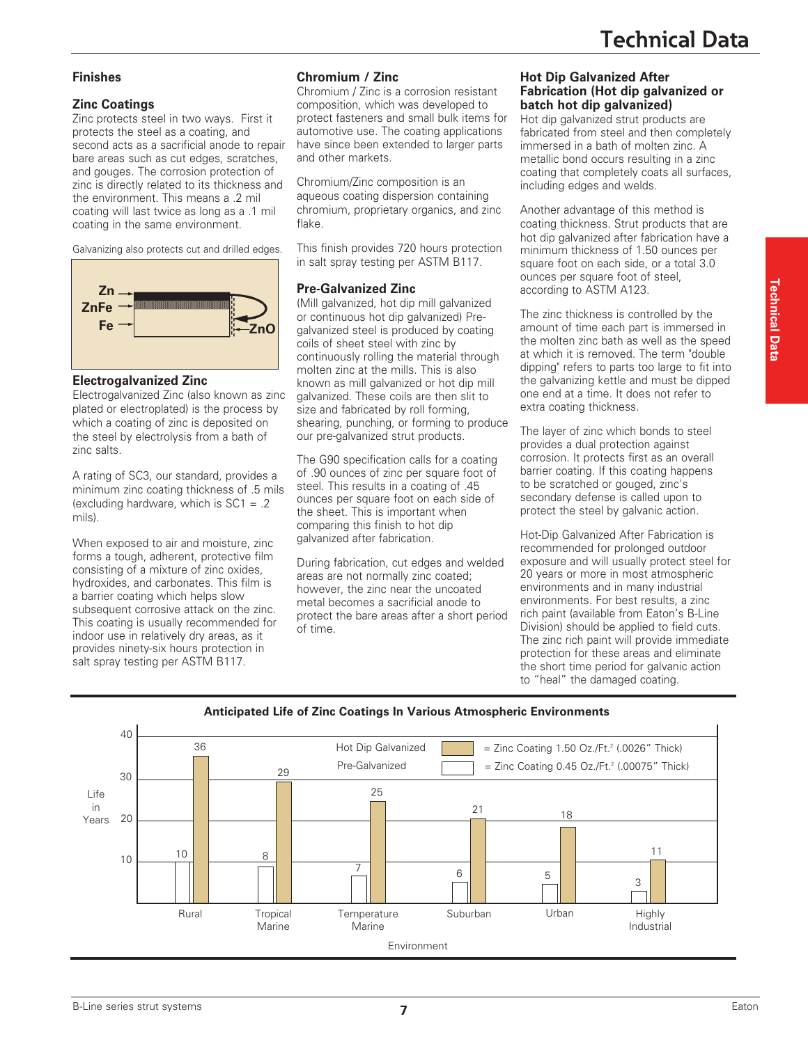# Technical Data

## Finishes

### Zinc Coatings

Zinc protects steel in two ways. First it protects the steel as a coating, and second acts as a sacrificial anode to repair bare areas such as cut edges, scratches, and gouges. The corrosion protection of zinc is directly related to its thickness and the environment. This means a .2 mil coating will last twice as long as a .1 mil coating in the same environment.

Galvanizing also protects cut and drilled edges.

Zn
ZnFe
Fe
ZnO

### Electrogalvanized Zinc

Electrogalvanized Zinc (also known as zinc plated or electroplated) is the process by which a coating of zinc is deposited on the steel by electrolysis from a bath of zinc salts.

A rating of SC3, our standard, provides a minimum zinc coating thickness of .5 mils (excluding hardware, which is SC1 = .2 mils).

When exposed to air and moisture, zinc forms a tough, adherent, protective film consisting of a mixture of zinc oxides, hydroxides, and carbonates. This film is a barrier coating which helps slow subsequent corrosive attack on the zinc. This coating is usually recommended for indoor use in relatively dry areas, as it provides ninety-six hours protection in salt spray testing per ASTM B117.

### Chromium / Zinc

Chromium / Zinc is a corrosion resistant composition, which was developed to protect fasteners and small bulk items for automotive use. The coating applications have since been extended to larger parts and other markets.

Chromium/Zinc composition is an aqueous coating dispersion containing chromium, proprietary organics, and zinc flake.

This finish provides 720 hours protection in salt spray testing per ASTM B117.

### Pre-Galvanized Zinc

(Mill galvanized, hot dip mill galvanized or continuous hot dip galvanized) Pre-galvanized steel is produced by coating coils of sheet steel with zinc by continuously rolling the material through molten zinc at the mills. This is also known as mill galvanized or hot dip mill galvanized. These coils are then slit to size and fabricated by roll forming, shearing, punching, or forming to produce our pre-galvanized strut products.

The G90 specification calls for a coating of .90 ounces of zinc per square foot of steel. This results in a coating of .45 ounces per square foot on each side of the sheet. This is important when comparing this finish to hot dip galvanized after fabrication.

During fabrication, cut edges and welded areas are not normally zinc coated; however, the zinc near the uncoated metal becomes a sacrificial anode to protect the bare areas after a short period of time.

### Hot Dip Galvanized After Fabrication (Hot dip galvanized or batch hot dip galvanized)

Hot dip galvanized strut products are fabricated from steel and then completely immersed in a bath of molten zinc. A metallic bond occurs resulting in a zinc coating that completely coats all surfaces, including edges and welds.

Another advantage of this method is coating thickness. Strut products that are hot dip galvanized after fabrication have a minimum thickness of 1.50 ounces per square foot on each side, or a total 3.0 ounces per square foot of steel, according to ASTM A123.

The zinc thickness is controlled by the amount of time each part is immersed in the molten zinc bath as well as the speed at which it is removed. The term "double dipping" refers to parts too large to fit into the galvanizing kettle and must be dipped one end at a time. It does not refer to extra coating thickness.

The layer of zinc which bonds to steel provides a dual protection against corrosion. It protects first as an overall barrier coating. If this coating happens to be scratched or gouged, zinc's secondary defense is called upon to protect the steel by galvanic action.

Hot-Dip Galvanized After Fabrication is recommended for prolonged outdoor exposure and will usually protect steel for 20 years or more in most atmospheric environments and in many industrial environments. For best results, a zinc rich paint (available from Eaton's B-Line Division) should be applied to field cuts. The zinc rich paint will provide immediate protection for these areas and eliminate the short time period for galvanic action to "heal" the damaged coating.

**Anticipated Life of Zinc Coatings In Various Atmospheric Environments**

Hot Dip Galvanized = Zinc Coating 1.50 Oz./Ft.$^2$ (.0026" Thick)
Pre-Galvanized = Zinc Coating 0.45 Oz./Ft.$^2$ (.00075" Thick)

| Environment | Pre-Galvanized (Life in Years) | Hot Dip Galvanized (Life in Years) |
|---|---|---|
| Rural | 10 | 36 |
| Tropical Marine | 8 | 29 |
| Temperature Marine | 7 | 25 |
| Suburban | 6 | 21 |
| Urban | 5 | 18 |
| Highly Industrial | 3 | 11 |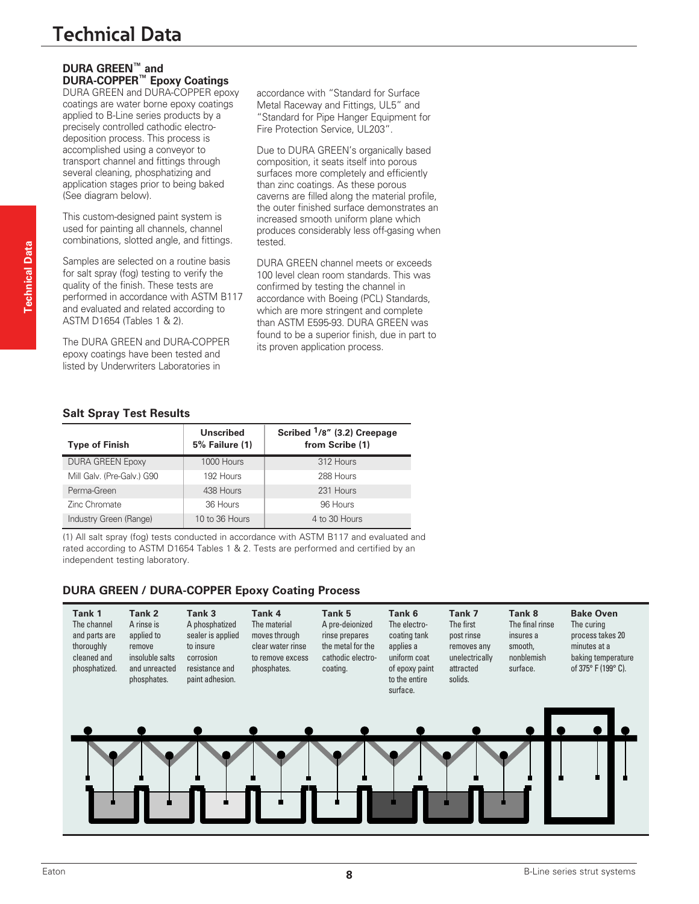# Technical Data

## DURA GREEN™ and DURA-COPPER™ Epoxy Coatings

DURA GREEN and DURA-COPPER epoxy coatings are water borne epoxy coatings applied to B-Line series products by a precisely controlled cathodic electro-deposition process. This process is accomplished using a conveyor to transport channel and fittings through several cleaning, phosphatizing and application stages prior to being baked (See diagram below).

This custom-designed paint system is used for painting all channels, channel combinations, slotted angle, and fittings.

Samples are selected on a routine basis for salt spray (fog) testing to verify the quality of the finish. These tests are performed in accordance with ASTM B117 and evaluated and related according to ASTM D1654 (Tables 1 & 2).

The DURA GREEN and DURA-COPPER epoxy coatings have been tested and listed by Underwriters Laboratories in accordance with "Standard for Surface Metal Raceway and Fittings, UL5" and "Standard for Pipe Hanger Equipment for Fire Protection Service, UL203".

Due to DURA GREEN's organically based composition, it seats itself into porous surfaces more completely and efficiently than zinc coatings. As these porous caverns are filled along the material profile, the outer finished surface demonstrates an increased smooth uniform plane which produces considerably less off-gasing when tested.

DURA GREEN channel meets or exceeds 100 level clean room standards. This was confirmed by testing the channel in accordance with Boeing (PCL) Standards, which are more stringent and complete than ASTM E595-93. DURA GREEN was found to be a superior finish, due in part to its proven application process.

### Salt Spray Test Results

| Type of Finish | Unscribed 5% Failure (1) | Scribed 1/8" (3.2) Creepage from Scribe (1) |
|---|---|---|
| DURA GREEN Epoxy | 1000 Hours | 312 Hours |
| Mill Galv. (Pre-Galv.) G90 | 192 Hours | 288 Hours |
| Perma-Green | 438 Hours | 231 Hours |
| Zinc Chromate | 36 Hours | 96 Hours |
| Industry Green (Range) | 10 to 36 Hours | 4 to 30 Hours |

(1) All salt spray (fog) tests conducted in accordance with ASTM B117 and evaluated and rated according to ASTM D1654 Tables 1 & 2. Tests are performed and certified by an independent testing laboratory.

### DURA GREEN / DURA-COPPER Epoxy Coating Process

**Tank 1** The channel and parts are thoroughly cleaned and phosphatized.

**Tank 2** A rinse is applied to remove insoluble salts and unreacted phosphates.

**Tank 3** A phosphatized sealer is applied to insure corrosion resistance and paint adhesion.

**Tank 4** The material moves through clear water rinse to remove excess phosphates.

**Tank 5** A pre-deionized rinse prepares the metal for the cathodic electro-coating.

**Tank 6** The electro-coating tank applies a uniform coat of epoxy paint to the entire surface.

**Tank 7** The first post rinse removes any unelectrically attracted solids.

**Tank 8** The final rinse insures a smooth, nonblemish surface.

**Bake Oven** The curing process takes 20 minutes at a baking temperature of 375° F (199° C).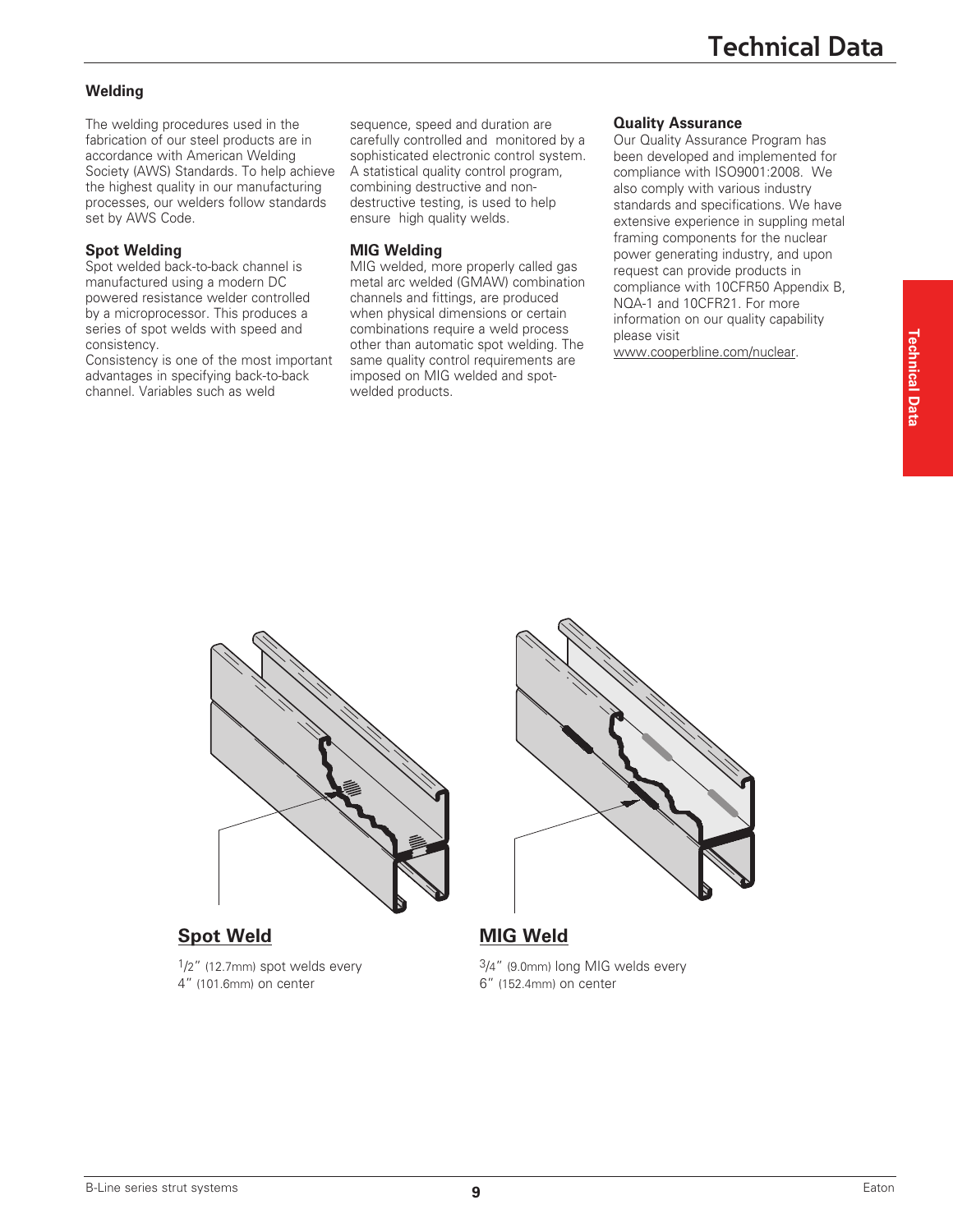# Technical Data

## Welding

The welding procedures used in the fabrication of our steel products are in accordance with American Welding Society (AWS) Standards. To help achieve the highest quality in our manufacturing processes, our welders follow standards set by AWS Code.

### Spot Welding

Spot welded back-to-back channel is manufactured using a modern DC powered resistance welder controlled by a microprocessor. This produces a series of spot welds with speed and consistency.

Consistency is one of the most important advantages in specifying back-to-back channel. Variables such as weld sequence, speed and duration are carefully controlled and monitored by a sophisticated electronic control system. A statistical quality control program, combining destructive and non-destructive testing, is used to help ensure high quality welds.

### MIG Welding

MIG welded, more properly called gas metal arc welded (GMAW) combination channels and fittings, are produced when physical dimensions or certain combinations require a weld process other than automatic spot welding. The same quality control requirements are imposed on MIG welded and spot-welded products.

### Quality Assurance

Our Quality Assurance Program has been developed and implemented for compliance with ISO9001:2008. We also comply with various industry standards and specifications. We have extensive experience in suppling metal framing components for the nuclear power generating industry, and upon request can provide products in compliance with 10CFR50 Appendix B, NQA-1 and 10CFR21. For more information on our quality capability please visit www.cooperbline.com/nuclear.

**Spot Weld**

1/2" (12.7mm) spot welds every 4" (101.6mm) on center

**MIG Weld**

3/4" (9.0mm) long MIG welds every 6" (152.4mm) on center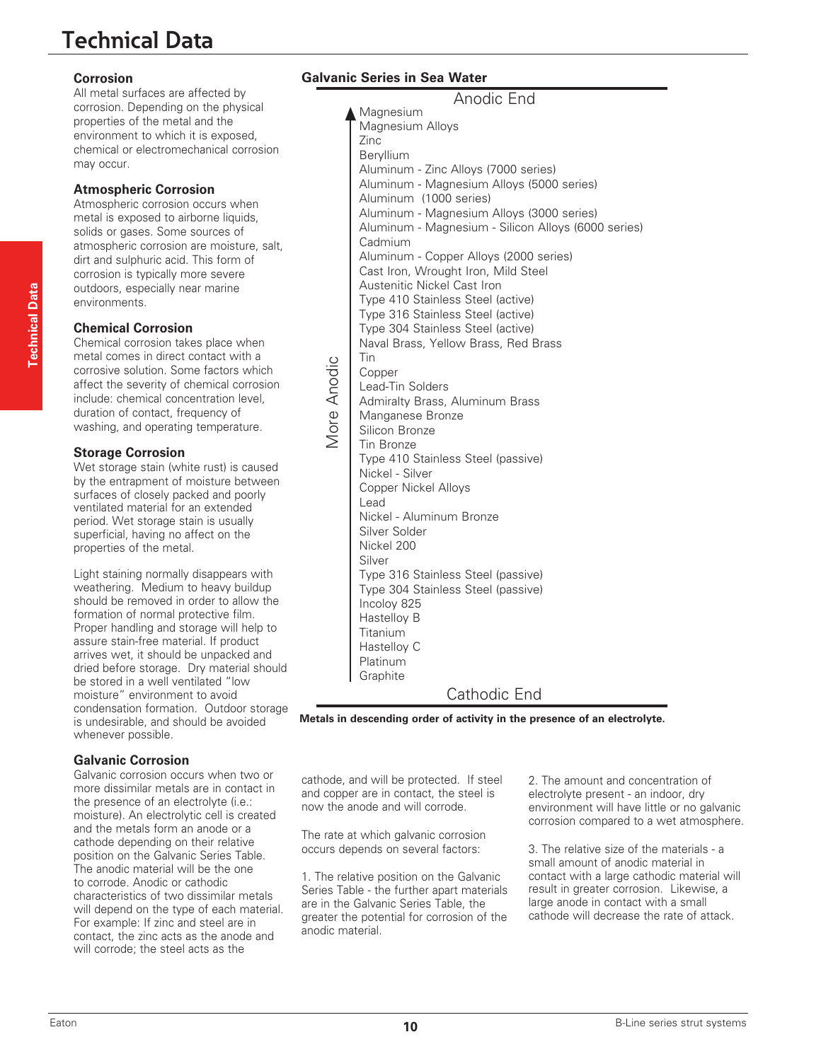# Technical Data

### Corrosion

All metal surfaces are affected by corrosion. Depending on the physical properties of the metal and the environment to which it is exposed, chemical or electromechanical corrosion may occur.

### Atmospheric Corrosion

Atmospheric corrosion occurs when metal is exposed to airborne liquids, solids or gases. Some sources of atmospheric corrosion are moisture, salt, dirt and sulphuric acid. This form of corrosion is typically more severe outdoors, especially near marine environments.

### Chemical Corrosion

Chemical corrosion takes place when metal comes in direct contact with a corrosive solution. Some factors which affect the severity of chemical corrosion include: chemical concentration level, duration of contact, frequency of washing, and operating temperature.

### Storage Corrosion

Wet storage stain (white rust) is caused by the entrapment of moisture between surfaces of closely packed and poorly ventilated material for an extended period. Wet storage stain is usually superficial, having no affect on the properties of the metal.

Light staining normally disappears with weathering. Medium to heavy buildup should be removed in order to allow the formation of normal protective film. Proper handling and storage will help to assure stain-free material. If product arrives wet, it should be unpacked and dried before storage. Dry material should be stored in a well ventilated "low moisture" environment to avoid condensation formation. Outdoor storage is undesirable, and should be avoided whenever possible.

### Galvanic Series in Sea Water

Anodic End

More Anodic ↑

- Magnesium
- Magnesium Alloys
- Zinc
- Beryllium
- Aluminum - Zinc Alloys (7000 series)
- Aluminum - Magnesium Alloys (5000 series)
- Aluminum (1000 series)
- Aluminum - Magnesium Alloys (3000 series)
- Aluminum - Magnesium - Silicon Alloys (6000 series)
- Cadmium
- Aluminum - Copper Alloys (2000 series)
- Cast Iron, Wrought Iron, Mild Steel
- Austenitic Nickel Cast Iron
- Type 410 Stainless Steel (active)
- Type 316 Stainless Steel (active)
- Type 304 Stainless Steel (active)
- Naval Brass, Yellow Brass, Red Brass
- Tin
- Copper
- Lead-Tin Solders
- Admiralty Brass, Aluminum Brass
- Manganese Bronze
- Silicon Bronze
- Tin Bronze
- Type 410 Stainless Steel (passive)
- Nickel - Silver
- Copper Nickel Alloys
- Lead
- Nickel - Aluminum Bronze
- Silver Solder
- Nickel 200
- Silver
- Type 316 Stainless Steel (passive)
- Type 304 Stainless Steel (passive)
- Incoloy 825
- Hastelloy B
- Titanium
- Hastelloy C
- Platinum
- Graphite

Cathodic End

**Metals in descending order of activity in the presence of an electrolyte.**

### Galvanic Corrosion

Galvanic corrosion occurs when two or more dissimilar metals are in contact in the presence of an electrolyte (i.e.: moisture). An electrolytic cell is created and the metals form an anode or a cathode depending on their relative position on the Galvanic Series Table. The anodic material will be the one to corrode. Anodic or cathodic characteristics of two dissimilar metals will depend on the type of each material. For example: If zinc and steel are in contact, the zinc acts as the anode and will corrode; the steel acts as the cathode, and will be protected. If steel and copper are in contact, the steel is now the anode and will corrode.

The rate at which galvanic corrosion occurs depends on several factors:

1. The relative position on the Galvanic Series Table - the further apart materials are in the Galvanic Series Table, the greater the potential for corrosion of the anodic material.

2. The amount and concentration of electrolyte present - an indoor, dry environment will have little or no galvanic corrosion compared to a wet atmosphere.

3. The relative size of the materials - a small amount of anodic material in contact with a large cathodic material will result in greater corrosion. Likewise, a large anode in contact with a small cathode will decrease the rate of attack.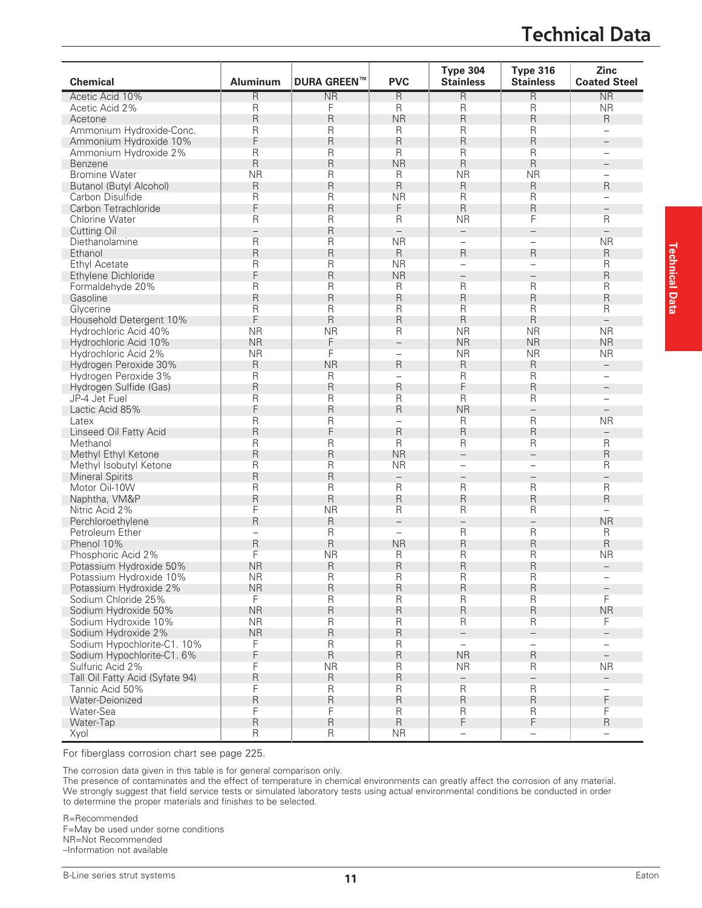# Technical Data

| Chemical | Aluminum | DURA GREEN™ | PVC | Type 304 Stainless | Type 316 Stainless | Zinc Coated Steel |
|---|---|---|---|---|---|---|
| Acetic Acid 10% | R | NR | R | R | R | NR |
| Acetic Acid 2% | R | F | R | R | R | NR |
| Acetone | R | R | NR | R | R | R |
| Ammonium Hydroxide-Conc. | R | R | R | R | R | – |
| Ammonium Hydroxide 10% | F | R | R | R | R | – |
| Ammonium Hydroxide 2% | R | R | R | R | R | – |
| Benzene | R | R | NR | R | R | – |
| Bromine Water | NR | R | R | NR | NR | – |
| Butanol (Butyl Alcohol) | R | R | R | R | R | R |
| Carbon Disulfide | R | R | NR | R | R | – |
| Carbon Tetrachloride | F | R | F | R | R | – |
| Chlorine Water | R | R | R | NR | F | R |
| Cutting Oil | – | R | – | – | – | – |
| Diethanolamine | R | R | NR | – | – | NR |
| Ethanol | R | R | R | R | R | R |
| Ethyl Acetate | R | R | NR | – | – | R |
| Ethylene Dichloride | F | R | NR | – | – | R |
| Formaldehyde 20% | R | R | R | R | R | R |
| Gasoline | R | R | R | R | R | R |
| Glycerine | R | R | R | R | R | R |
| Household Detergent 10% | F | R | R | R | R | – |
| Hydrochloric Acid 40% | NR | NR | R | NR | NR | NR |
| Hydrochloric Acid 10% | NR | F | – | NR | NR | NR |
| Hydrochloric Acid 2% | NR | F | – | NR | NR | NR |
| Hydrogen Peroxide 30% | R | NR | R | R | R | – |
| Hydrogen Peroxide 3% | R | R | – | R | R | – |
| Hydrogen Sulfide (Gas) | R | R | R | F | R | – |
| JP-4 Jet Fuel | R | R | R | R | R | – |
| Lactic Acid 85% | F | R | R | NR | – | – |
| Latex | R | R | – | R | R | NR |
| Linseed Oil Fatty Acid | R | F | R | R | R | – |
| Methanol | R | R | R | R | R | R |
| Methyl Ethyl Ketone | R | R | NR | – | – | R |
| Methyl Isobutyl Ketone | R | R | NR | – | – | R |
| Mineral Spirits | R | R | – | – | – | – |
| Motor Oil-10W | R | R | R | R | R | R |
| Naphtha, VM&P | R | R | R | R | R | R |
| Nitric Acid 2% | F | NR | R | R | R | – |
| Perchloroethylene | R | R | – | – | – | NR |
| Petroleum Ether | – | R | – | R | R | R |
| Phenol 10% | R | R | NR | R | R | R |
| Phosphoric Acid 2% | F | NR | R | R | R | NR |
| Potassium Hydroxide 50% | NR | R | R | R | R | – |
| Potassium Hydroxide 10% | NR | R | R | R | R | – |
| Potassium Hydroxide 2% | NR | R | R | R | R | – |
| Sodium Chloride 25% | F | R | R | R | R | F |
| Sodium Hydroxide 50% | NR | R | R | R | R | NR |
| Sodium Hydroxide 10% | NR | R | R | R | R | F |
| Sodium Hydroxide 2% | NR | R | R | – | – | – |
| Sodium Hypochlorite-C1. 10% | F | R | R | – | – | – |
| Sodium Hypochlorite-C1. 6% | F | R | R | NR | R | – |
| Sulfuric Acid 2% | F | NR | R | NR | R | NR |
| Tall Oil Fatty Acid (Syfate 94) | R | R | R | – | – | – |
| Tannic Acid 50% | F | R | R | R | R | – |
| Water-Deionized | R | R | R | R | R | F |
| Water-Sea | F | F | R | R | R | F |
| Water-Tap | R | R | R | F | F | R |
| Xyol | R | R | NR | – | – | – |

For fiberglass corrosion chart see page 225.

The corrosion data given in this table is for general comparison only.
The presence of contaminates and the effect of temperature in chemical environments can greatly affect the corrosion of any material. We strongly suggest that field service tests or simulated laboratory tests using actual environmental conditions be conducted in order to determine the proper materials and finishes to be selected.

R=Recommended
F=May be used under some conditions
NR=Not Recommended
–Information not available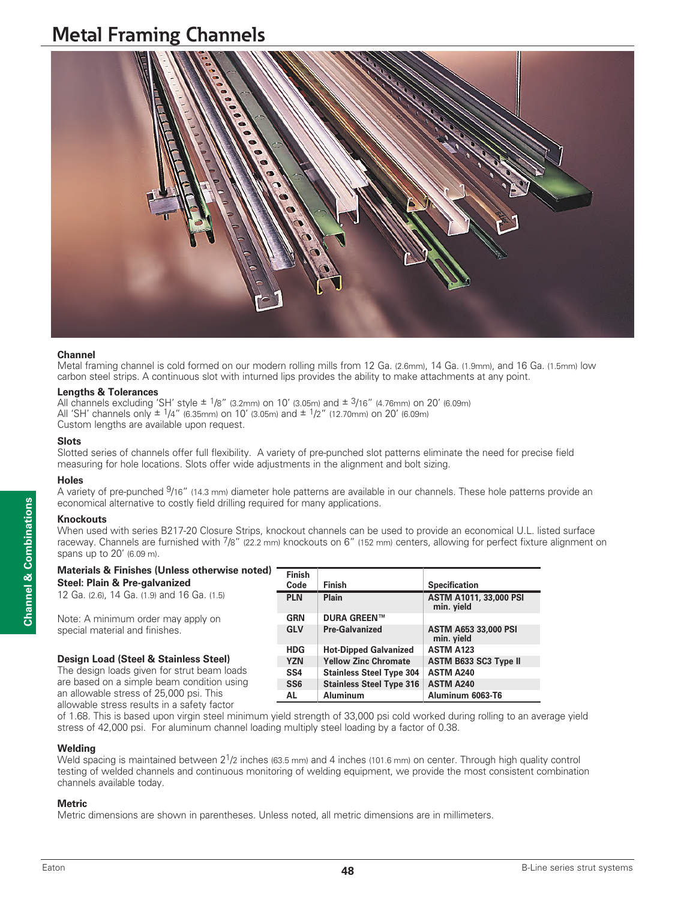# Metal Framing Channels

### Channel

Metal framing channel is cold formed on our modern rolling mills from 12 Ga. (2.6mm), 14 Ga. (1.9mm), and 16 Ga. (1.5mm) low carbon steel strips. A continuous slot with inturned lips provides the ability to make attachments at any point.

### Lengths & Tolerances

All channels excluding 'SH' style ± 1/8" (3.2mm) on 10' (3.05m) and ± 3/16" (4.76mm) on 20' (6.09m)
All 'SH' channels only ± 1/4" (6.35mm) on 10' (3.05m) and ± 1/2" (12.70mm) on 20' (6.09m)
Custom lengths are available upon request.

### Slots

Slotted series of channels offer full flexibility. A variety of pre-punched slot patterns eliminate the need for precise field measuring for hole locations. Slots offer wide adjustments in the alignment and bolt sizing.

### Holes

A variety of pre-punched 9/16" (14.3 mm) diameter hole patterns are available in our channels. These hole patterns provide an economical alternative to costly field drilling required for many applications.

### Knockouts

When used with series B217-20 Closure Strips, knockout channels can be used to provide an economical U.L. listed surface raceway. Channels are furnished with 7/8" (22.2 mm) knockouts on 6" (152 mm) centers, allowing for perfect fixture alignment on spans up to 20' (6.09 m).

### Materials & Finishes (Unless otherwise noted)

**Steel: Plain & Pre-galvanized**

12 Ga. (2.6), 14 Ga. (1.9) and 16 Ga. (1.5)

Note: A minimum order may apply on special material and finishes.

| Finish Code | Finish | Specification |
|---|---|---|
| PLN | Plain | ASTM A1011, 33,000 PSI min. yield |
| GRN | DURA GREEN™ | |
| GLV | Pre-Galvanized | ASTM A653 33,000 PSI min. yield |
| HDG | Hot-Dipped Galvanized | ASTM A123 |
| YZN | Yellow Zinc Chromate | ASTM B633 SC3 Type II |
| SS4 | Stainless Steel Type 304 | ASTM A240 |
| SS6 | Stainless Steel Type 316 | ASTM A240 |
| AL | Aluminum | Aluminum 6063-T6 |

### Design Load (Steel & Stainless Steel)

The design loads given for strut beam loads are based on a simple beam condition using an allowable stress of 25,000 psi. This allowable stress results in a safety factor of 1.68. This is based upon virgin steel minimum yield strength of 33,000 psi cold worked during rolling to an average yield stress of 42,000 psi. For aluminum channel loading multiply steel loading by a factor of 0.38.

### Welding

Weld spacing is maintained between 2 1/2 inches (63.5 mm) and 4 inches (101.6 mm) on center. Through high quality control testing of welded channels and continuous monitoring of welding equipment, we provide the most consistent combination channels available today.

### Metric

Metric dimensions are shown in parentheses. Unless noted, all metric dimensions are in millimeters.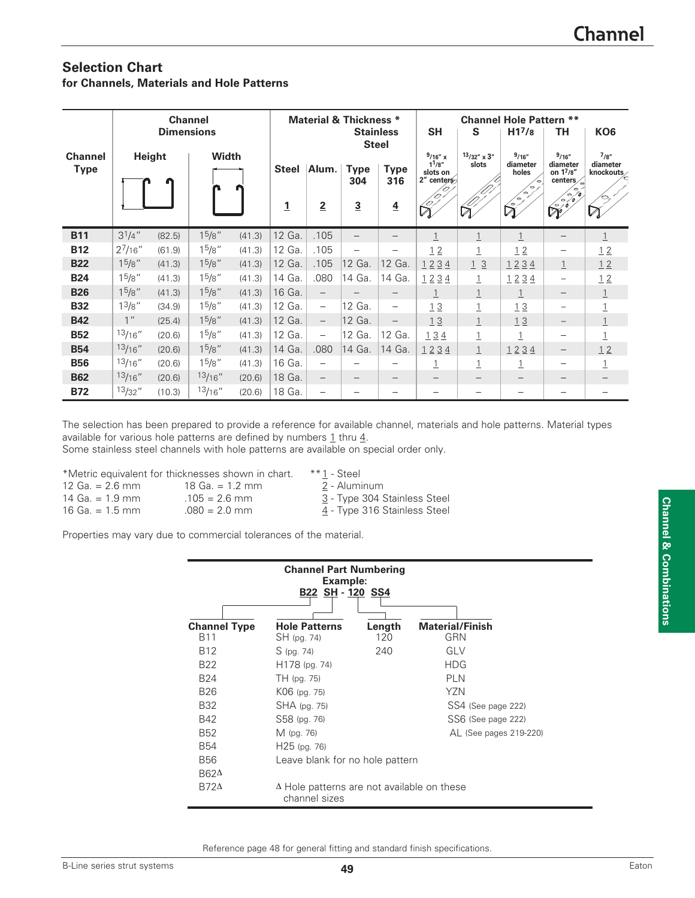## Selection Chart

### for Channels, Materials and Hole Patterns

| Channel Type | Channel Dimensions | | | | Material & Thickness * | | | | Channel Hole Pattern ** | | | | |
|---|---|---|---|---|---|---|---|---|---|---|---|---|---|
| | Height | | Width | | Steel | Alum. | Stainless Steel Type 304 | Stainless Steel Type 316 | SH | S | H1 7/8 | TH | KO6 |
| | | | | | 1 | 2 | 3 | 4 | 9/16" x 1 1/8" slots on 2" centers | 13/32" x 3" slots | 9/16" diameter holes | 9/16" diameter on 1 7/8" centers | 7/8" diameter knockouts |
| **B11** | 3 1/4" | (82.5) | 1 5/8" | (41.3) | 12 Ga. | .105 | – | – | 1 | 1 | 1 | – | 1 |
| **B12** | 2 7/16" | (61.9) | 1 5/8" | (41.3) | 12 Ga. | .105 | – | – | 1 2 | 1 | 1 2 | – | 1 2 |
| **B22** | 1 5/8" | (41.3) | 1 5/8" | (41.3) | 12 Ga. | .105 | 12 Ga. | 12 Ga. | 1 2 3 4 | 1 3 | 1 2 3 4 | 1 | 1 2 |
| **B24** | 1 5/8" | (41.3) | 1 5/8" | (41.3) | 14 Ga. | .080 | 14 Ga. | 14 Ga. | 1 2 3 4 | 1 | 1 2 3 4 | – | 1 2 |
| **B26** | 1 5/8" | (41.3) | 1 5/8" | (41.3) | 16 Ga. | – | – | – | 1 | 1 | 1 | – | 1 |
| **B32** | 1 3/8" | (34.9) | 1 5/8" | (41.3) | 12 Ga. | – | 12 Ga. | – | 1 3 | 1 | 1 3 | – | 1 |
| **B42** | 1" | (25.4) | 1 5/8" | (41.3) | 12 Ga. | – | 12 Ga. | – | 1 3 | 1 | 1 3 | – | 1 |
| **B52** | 13/16" | (20.6) | 1 5/8" | (41.3) | 12 Ga. | – | 12 Ga. | 12 Ga. | 1 3 4 | 1 | 1 | – | 1 |
| **B54** | 13/16" | (20.6) | 1 5/8" | (41.3) | 14 Ga. | .080 | 14 Ga. | 14 Ga. | 1 2 3 4 | 1 | 1 2 3 4 | – | 1 2 |
| **B56** | 13/16" | (20.6) | 1 5/8" | (41.3) | 16 Ga. | – | – | – | 1 | 1 | 1 | – | 1 |
| **B62** | 13/16" | (20.6) | 13/16" | (20.6) | 18 Ga. | – | – | – | – | – | – | – | – |
| **B72** | 13/32" | (10.3) | 13/16" | (20.6) | 18 Ga. | – | – | – | – | – | – | – | – |

The selection has been prepared to provide a reference for available channel, materials and hole patterns. Material types available for various hole patterns are defined by numbers 1 thru 4.
Some stainless steel channels with hole patterns are available on special order only.

*Metric equivalent for thicknesses shown in chart.
12 Ga. = 2.6 mm
14 Ga. = 1.9 mm
16 Ga. = 1.5 mm
18 Ga. = 1.2 mm
.105 = 2.6 mm
.080 = 2.0 mm

**1 - Steel
2 - Aluminum
3 - Type 304 Stainless Steel
4 - Type 316 Stainless Steel

Properties may vary due to commercial tolerances of the material.

**Channel Part Numbering**
**Example:**
**B22 SH - 120 SS4**

| Channel Type | Hole Patterns | Length | Material/Finish |
|---|---|---|---|
| B11 | SH (pg. 74) | 120 | GRN |
| B12 | S (pg. 74) | 240 | GLV |
| B22 | H178 (pg. 74) | | HDG |
| B24 | TH (pg. 75) | | PLN |
| B26 | K06 (pg. 75) | | YZN |
| B32 | SHA (pg. 75) | | SS4 (See page 222) |
| B42 | S58 (pg. 76) | | SS6 (See page 222) |
| B52 | M (pg. 76) | | AL (See pages 219-220) |
| B54 | H25 (pg. 76) | | |
| B56 | Leave blank for no hole pattern | | |
| B62Δ | | | |
| B72Δ | Δ Hole patterns are not available on these channel sizes | | |

Reference page 48 for general fitting and standard finish specifications.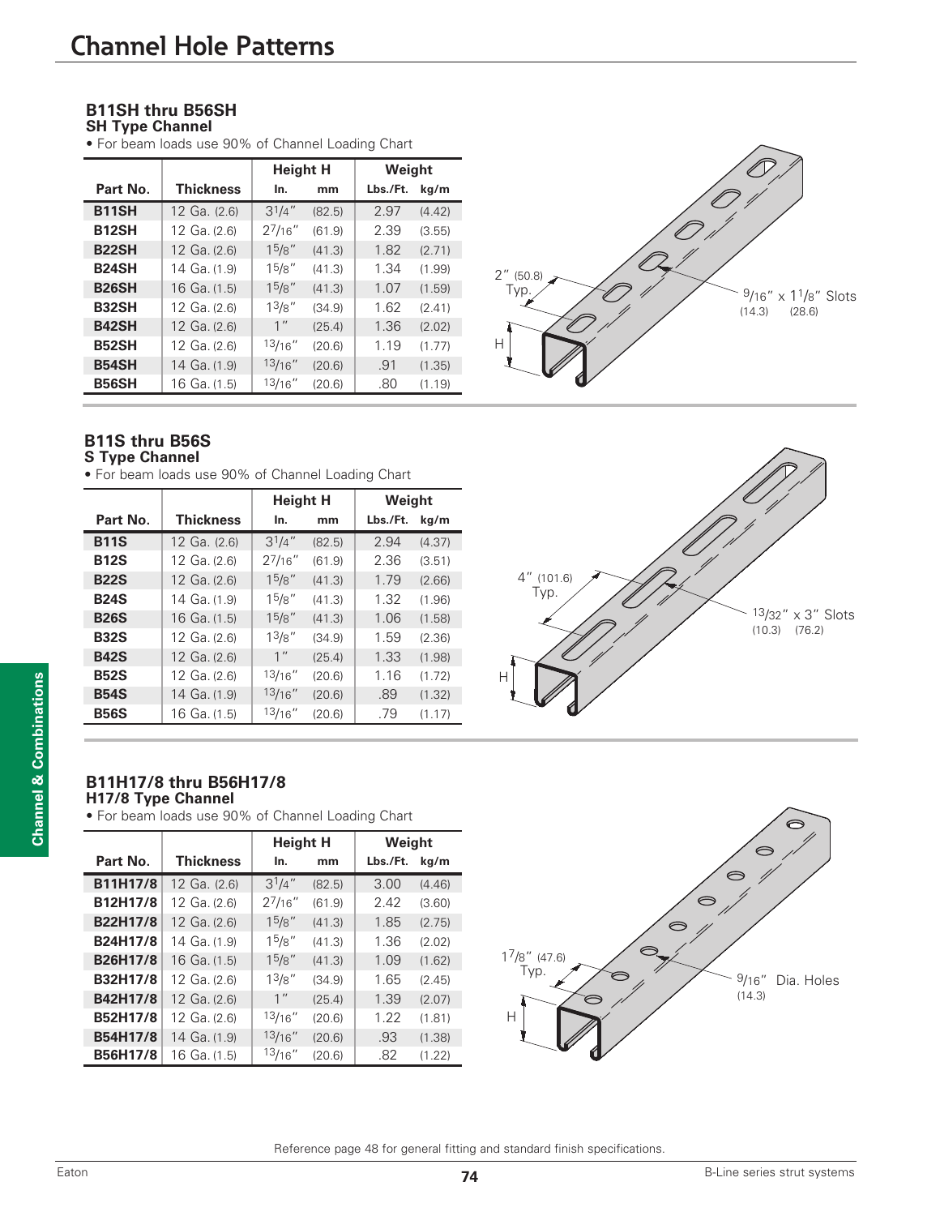# Channel Hole Patterns

## B11SH thru B56SH
### SH Type Channel

- For beam loads use 90% of Channel Loading Chart

| Part No. | Thickness | Height H | | Weight | |
|---|---|---|---|---|---|
| | | In. | mm | Lbs./Ft. | kg/m |
| **B11SH** | 12 Ga. (2.6) | 3 1/4" | (82.5) | 2.97 | (4.42) |
| **B12SH** | 12 Ga. (2.6) | 2 7/16" | (61.9) | 2.39 | (3.55) |
| **B22SH** | 12 Ga. (2.6) | 1 5/8" | (41.3) | 1.82 | (2.71) |
| **B24SH** | 14 Ga. (1.9) | 1 5/8" | (41.3) | 1.34 | (1.99) |
| **B26SH** | 16 Ga. (1.5) | 1 5/8" | (41.3) | 1.07 | (1.59) |
| **B32SH** | 12 Ga. (2.6) | 1 3/8" | (34.9) | 1.62 | (2.41) |
| **B42SH** | 12 Ga. (2.6) | 1" | (25.4) | 1.36 | (2.02) |
| **B52SH** | 12 Ga. (2.6) | 13/16" | (20.6) | 1.19 | (1.77) |
| **B54SH** | 14 Ga. (1.9) | 13/16" | (20.6) | .91 | (1.35) |
| **B56SH** | 16 Ga. (1.5) | 13/16" | (20.6) | .80 | (1.19) |

2" (50.8) Typ.

9/16" x 1 1/8" Slots (14.3) (28.6)

H

## B11S thru B56S
### S Type Channel

- For beam loads use 90% of Channel Loading Chart

| Part No. | Thickness | Height H | | Weight | |
|---|---|---|---|---|---|
| | | In. | mm | Lbs./Ft. | kg/m |
| **B11S** | 12 Ga. (2.6) | 3 1/4" | (82.5) | 2.94 | (4.37) |
| **B12S** | 12 Ga. (2.6) | 2 7/16" | (61.9) | 2.36 | (3.51) |
| **B22S** | 12 Ga. (2.6) | 1 5/8" | (41.3) | 1.79 | (2.66) |
| **B24S** | 14 Ga. (1.9) | 1 5/8" | (41.3) | 1.32 | (1.96) |
| **B26S** | 16 Ga. (1.5) | 1 5/8" | (41.3) | 1.06 | (1.58) |
| **B32S** | 12 Ga. (2.6) | 1 3/8" | (34.9) | 1.59 | (2.36) |
| **B42S** | 12 Ga. (2.6) | 1" | (25.4) | 1.33 | (1.98) |
| **B52S** | 12 Ga. (2.6) | 13/16" | (20.6) | 1.16 | (1.72) |
| **B54S** | 14 Ga. (1.9) | 13/16" | (20.6) | .89 | (1.32) |
| **B56S** | 16 Ga. (1.5) | 13/16" | (20.6) | .79 | (1.17) |

4" (101.6) Typ.

13/32" x 3" Slots (10.3) (76.2)

H

## B11H17/8 thru B56H17/8
### H17/8 Type Channel

- For beam loads use 90% of Channel Loading Chart

| Part No. | Thickness | Height H | | Weight | |
|---|---|---|---|---|---|
| | | In. | mm | Lbs./Ft. | kg/m |
| **B11H17/8** | 12 Ga. (2.6) | 3 1/4" | (82.5) | 3.00 | (4.46) |
| **B12H17/8** | 12 Ga. (2.6) | 2 7/16" | (61.9) | 2.42 | (3.60) |
| **B22H17/8** | 12 Ga. (2.6) | 1 5/8" | (41.3) | 1.85 | (2.75) |
| **B24H17/8** | 14 Ga. (1.9) | 1 5/8" | (41.3) | 1.36 | (2.02) |
| **B26H17/8** | 16 Ga. (1.5) | 1 5/8" | (41.3) | 1.09 | (1.62) |
| **B32H17/8** | 12 Ga. (2.6) | 1 3/8" | (34.9) | 1.65 | (2.45) |
| **B42H17/8** | 12 Ga. (2.6) | 1" | (25.4) | 1.39 | (2.07) |
| **B52H17/8** | 12 Ga. (2.6) | 13/16" | (20.6) | 1.22 | (1.81) |
| **B54H17/8** | 14 Ga. (1.9) | 13/16" | (20.6) | .93 | (1.38) |
| **B56H17/8** | 16 Ga. (1.5) | 13/16" | (20.6) | .82 | (1.22) |

1 7/8" (47.6) Typ.

9/16" Dia. Holes (14.3)

H

Reference page 48 for general fitting and standard finish specifications.